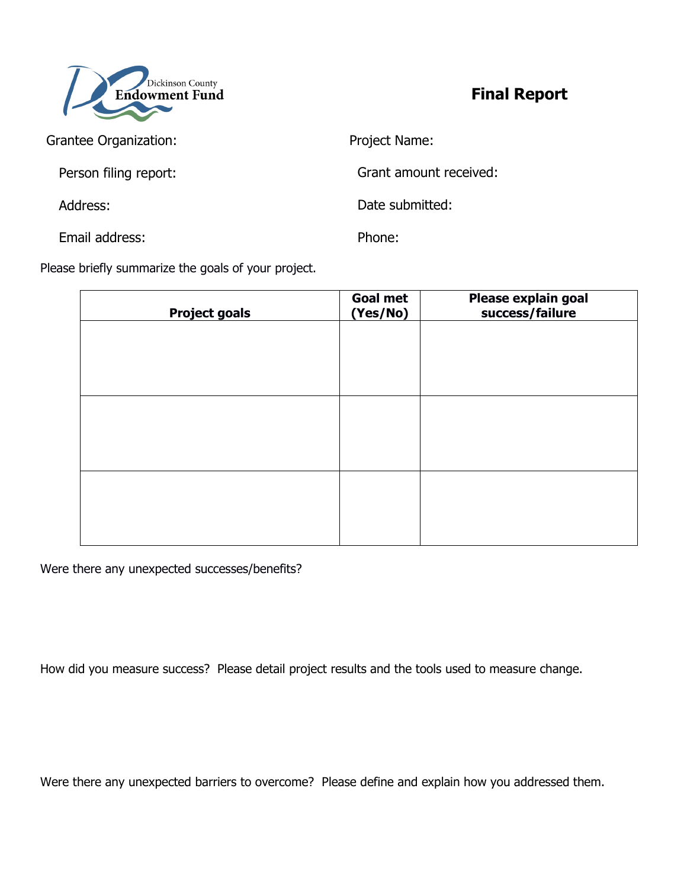Dickinson County Endowment Fund

# Final Report

Grantee Organization:

Project Name:

Person filing report:

Grant amount received:

Address:

Date submitted:

Email address:

Phone:

Please briefly summarize the goals of your project.

| Project goals | Goal met (Yes/No) | Please explain goal success/failure |
|---|---|---|
| | | |
| | | |
| | | |

Were there any unexpected successes/benefits?

How did you measure success? Please detail project results and the tools used to measure change.

Were there any unexpected barriers to overcome? Please define and explain how you addressed them.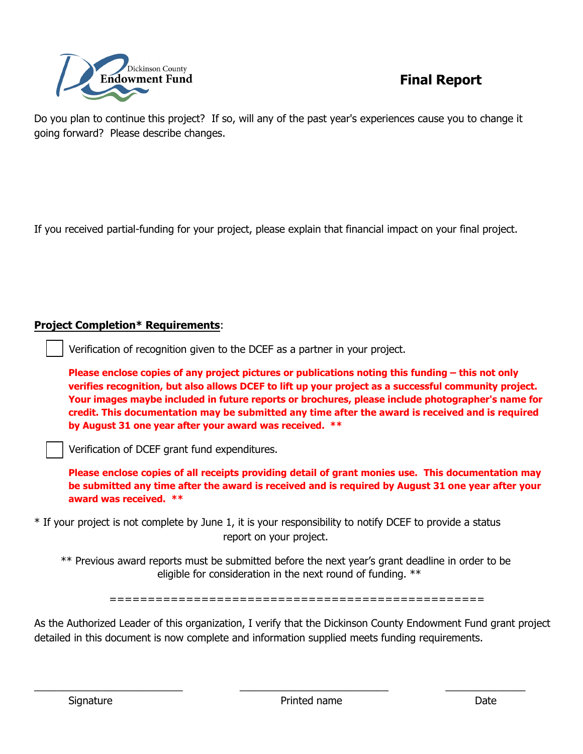Dickinson County
Endowment Fund

# Final Report

Do you plan to continue this project? If so, will any of the past year's experiences cause you to change it going forward? Please describe changes.

If you received partial-funding for your project, please explain that financial impact on your final project.

**Project Completion* Requirements**:

☐ Verification of recognition given to the DCEF as a partner in your project.

**Please enclose copies of any project pictures or publications noting this funding – this not only verifies recognition, but also allows DCEF to lift up your project as a successful community project. Your images maybe included in future reports or brochures, please include photographer's name for credit. This documentation may be submitted any time after the award is received and is required by August 31 one year after your award was received. ****

☐ Verification of DCEF grant fund expenditures.

**Please enclose copies of all receipts providing detail of grant monies use. This documentation may be submitted any time after the award is received and is required by August 31 one year after your award was received. ****

* If your project is not complete by June 1, it is your responsibility to notify DCEF to provide a status report on your project.

** Previous award reports must be submitted before the next year's grant deadline in order to be eligible for consideration in the next round of funding. **

==================================================

As the Authorized Leader of this organization, I verify that the Dickinson County Endowment Fund grant project detailed in this document is now complete and information supplied meets funding requirements.

| | | |
|---|---|---|
| ___________________________ | ___________________________ | _______________ |
| Signature | Printed name | Date |